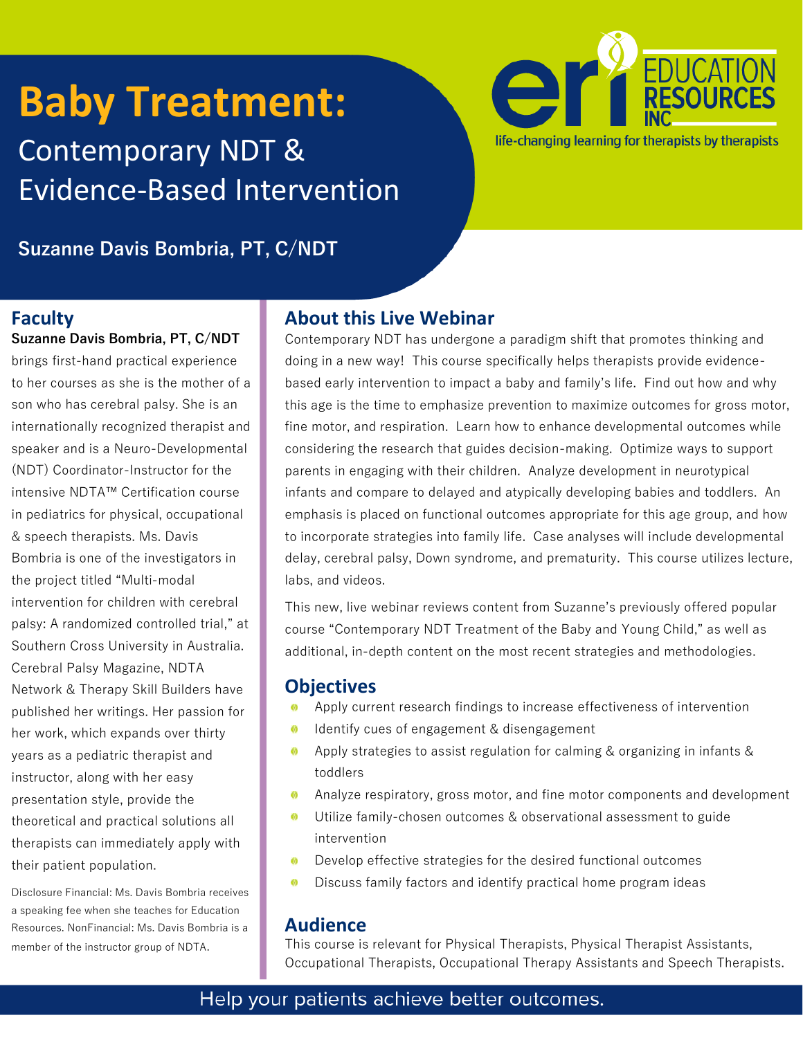# Baby Treatment:

## Contemporary NDT & Evidence-Based Intervention

**Suzanne Davis Bombria, PT, C/NDT**

EDUCATION RESOURCES INC

life-changing learning for therapists by therapists

## Faculty

**Suzanne Davis Bombria, PT, C/NDT** brings first-hand practical experience to her courses as she is the mother of a son who has cerebral palsy. She is an internationally recognized therapist and speaker and is a Neuro-Developmental (NDT) Coordinator-Instructor for the intensive NDTA™ Certification course in pediatrics for physical, occupational & speech therapists. Ms. Davis Bombria is one of the investigators in the project titled "Multi-modal intervention for children with cerebral palsy: A randomized controlled trial," at Southern Cross University in Australia. Cerebral Palsy Magazine, NDTA Network & Therapy Skill Builders have published her writings. Her passion for her work, which expands over thirty years as a pediatric therapist and instructor, along with her easy presentation style, provide the theoretical and practical solutions all therapists can immediately apply with their patient population.

Disclosure Financial: Ms. Davis Bombria receives a speaking fee when she teaches for Education Resources. NonFinancial: Ms. Davis Bombria is a member of the instructor group of NDTA.

## About this Live Webinar

Contemporary NDT has undergone a paradigm shift that promotes thinking and doing in a new way! This course specifically helps therapists provide evidence-based early intervention to impact a baby and family's life. Find out how and why this age is the time to emphasize prevention to maximize outcomes for gross motor, fine motor, and respiration. Learn how to enhance developmental outcomes while considering the research that guides decision-making. Optimize ways to support parents in engaging with their children. Analyze development in neurotypical infants and compare to delayed and atypically developing babies and toddlers. An emphasis is placed on functional outcomes appropriate for this age group, and how to incorporate strategies into family life. Case analyses will include developmental delay, cerebral palsy, Down syndrome, and prematurity. This course utilizes lecture, labs, and videos.

This new, live webinar reviews content from Suzanne's previously offered popular course "Contemporary NDT Treatment of the Baby and Young Child," as well as additional, in-depth content on the most recent strategies and methodologies.

## Objectives

- Apply current research findings to increase effectiveness of intervention
- Identify cues of engagement & disengagement
- Apply strategies to assist regulation for calming & organizing in infants & toddlers
- Analyze respiratory, gross motor, and fine motor components and development
- Utilize family-chosen outcomes & observational assessment to guide intervention
- Develop effective strategies for the desired functional outcomes
- Discuss family factors and identify practical home program ideas

## Audience

This course is relevant for Physical Therapists, Physical Therapist Assistants, Occupational Therapists, Occupational Therapy Assistants and Speech Therapists.

Help your patients achieve better outcomes.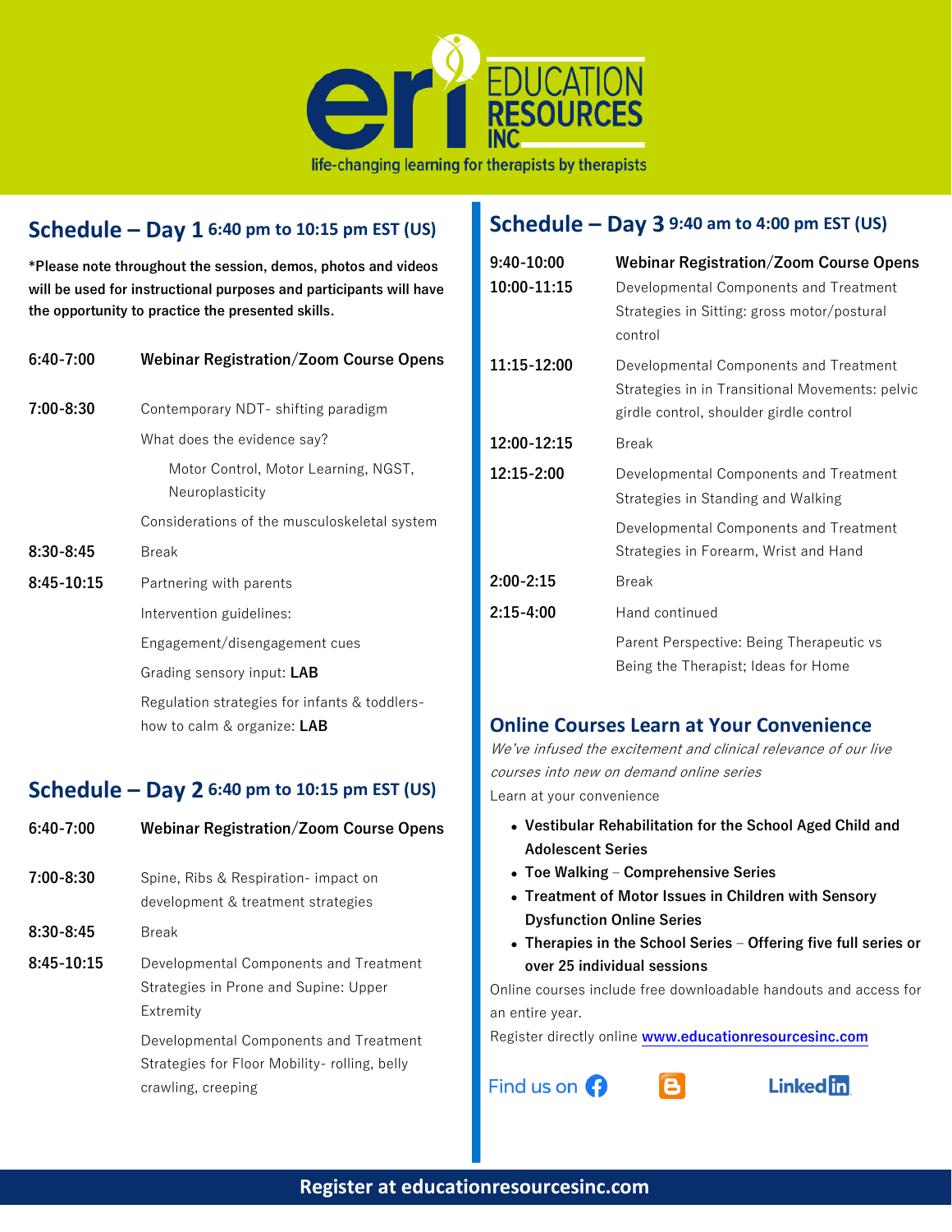# EDUCATION RESOURCES INC

life-changing learning for therapists by therapists

## Schedule – Day 1 6:40 pm to 10:15 pm EST (US)

**\*Please note throughout the session, demos, photos and videos will be used for instructional purposes and participants will have the opportunity to practice the presented skills.**

| | |
|---|---|
| **6:40-7:00** | **Webinar Registration/Zoom Course Opens** |
| **7:00-8:30** | Contemporary NDT- shifting paradigm<br>What does the evidence say?<br>Motor Control, Motor Learning, NGST, Neuroplasticity<br>Considerations of the musculoskeletal system |
| **8:30-8:45** | Break |
| **8:45-10:15** | Partnering with parents<br>Intervention guidelines:<br>Engagement/disengagement cues<br>Grading sensory input: **LAB**<br>Regulation strategies for infants & toddlers- how to calm & organize: **LAB** |

## Schedule – Day 2 6:40 pm to 10:15 pm EST (US)

| | |
|---|---|
| **6:40-7:00** | **Webinar Registration/Zoom Course Opens** |
| **7:00-8:30** | Spine, Ribs & Respiration- impact on development & treatment strategies |
| **8:30-8:45** | Break |
| **8:45-10:15** | Developmental Components and Treatment Strategies in Prone and Supine: Upper Extremity<br>Developmental Components and Treatment Strategies for Floor Mobility- rolling, belly crawling, creeping |

## Schedule – Day 3 9:40 am to 4:00 pm EST (US)

| | |
|---|---|
| **9:40-10:00** | **Webinar Registration/Zoom Course Opens** |
| **10:00-11:15** | Developmental Components and Treatment Strategies in Sitting: gross motor/postural control |
| **11:15-12:00** | Developmental Components and Treatment Strategies in in Transitional Movements: pelvic girdle control, shoulder girdle control |
| **12:00-12:15** | Break |
| **12:15-2:00** | Developmental Components and Treatment Strategies in Standing and Walking<br>Developmental Components and Treatment Strategies in Forearm, Wrist and Hand |
| **2:00-2:15** | Break |
| **2:15-4:00** | Hand continued<br>Parent Perspective: Being Therapeutic vs Being the Therapist; Ideas for Home |

## Online Courses Learn at Your Convenience

*We've infused the excitement and clinical relevance of our live courses into new on demand online series*

Learn at your convenience

- **Vestibular Rehabilitation for the School Aged Child and Adolescent Series**
- **Toe Walking – Comprehensive Series**
- **Treatment of Motor Issues in Children with Sensory Dysfunction Online Series**
- **Therapies in the School Series – Offering five full series or over 25 individual sessions**

Online courses include free downloadable handouts and access for an entire year.

Register directly online **www.educationresourcesinc.com**

Find us on Facebook | Blogger | LinkedIn

**Register at educationresourcesinc.com**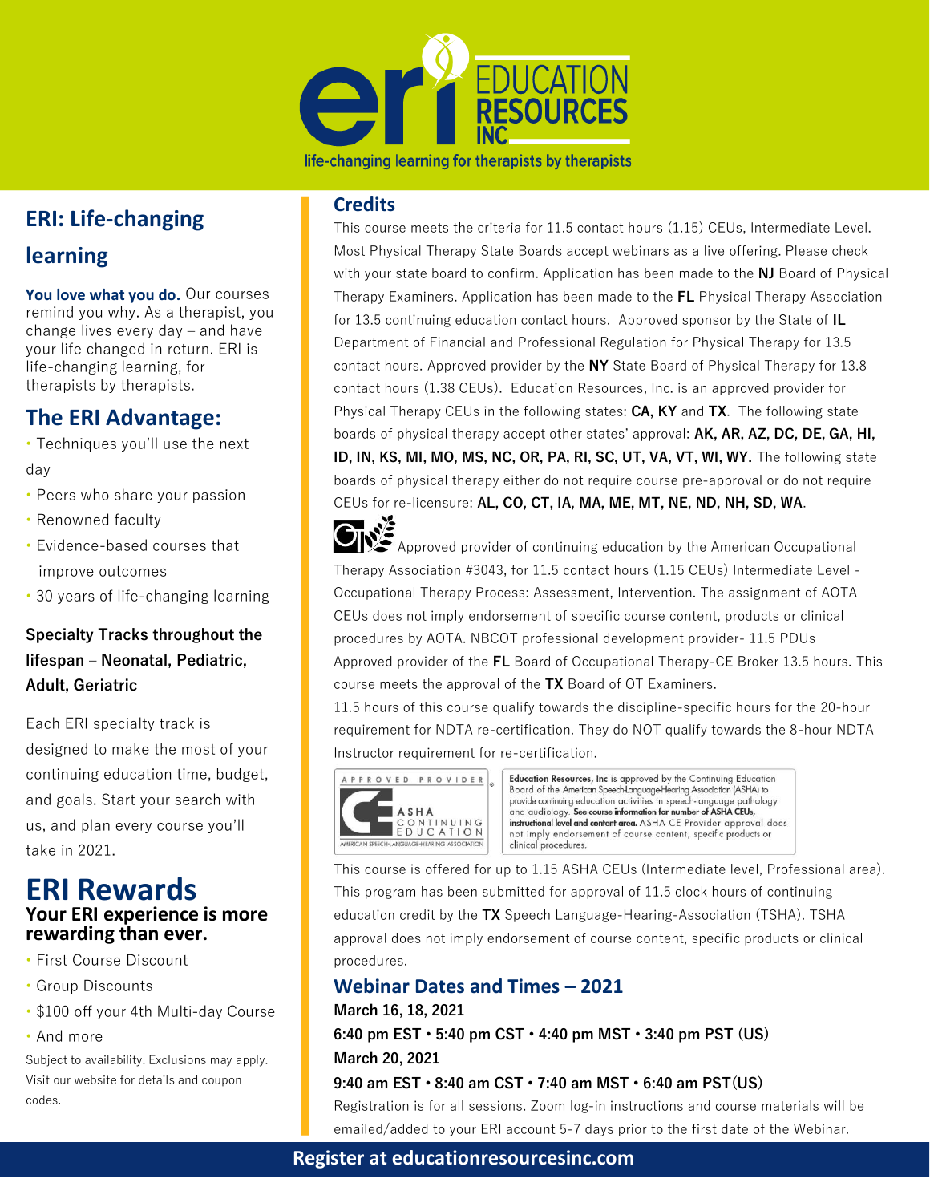# EDUCATION RESOURCES INC

life-changing learning for therapists by therapists

## ERI: Life-changing learning

**You love what you do.** Our courses remind you why. As a therapist, you change lives every day – and have your life changed in return. ERI is life-changing learning, for therapists by therapists.

## The ERI Advantage:

- Techniques you'll use the next day
- Peers who share your passion
- Renowned faculty
- Evidence-based courses that improve outcomes
- 30 years of life-changing learning

**Specialty Tracks throughout the lifespan – Neonatal, Pediatric, Adult, Geriatric**

Each ERI specialty track is designed to make the most of your continuing education time, budget, and goals. Start your search with us, and plan every course you'll take in 2021.

## ERI Rewards

**Your ERI experience is more rewarding than ever.**

- First Course Discount
- Group Discounts
- $100 off your 4th Multi-day Course
- And more

Subject to availability. Exclusions may apply. Visit our website for details and coupon codes.

## Credits

This course meets the criteria for 11.5 contact hours (1.15) CEUs, Intermediate Level. Most Physical Therapy State Boards accept webinars as a live offering. Please check with your state board to confirm. Application has been made to the **NJ** Board of Physical Therapy Examiners. Application has been made to the **FL** Physical Therapy Association for 13.5 continuing education contact hours. Approved sponsor by the State of **IL** Department of Financial and Professional Regulation for Physical Therapy for 13.5 contact hours. Approved provider by the **NY** State Board of Physical Therapy for 13.8 contact hours (1.38 CEUs). Education Resources, Inc. is an approved provider for Physical Therapy CEUs in the following states: **CA, KY** and **TX**. The following state boards of physical therapy accept other states' approval: **AK, AR, AZ, DC, DE, GA, HI, ID, IN, KS, MI, MO, MS, NC, OR, PA, RI, SC, UT, VA, VT, WI, WY.** The following state boards of physical therapy either do not require course pre-approval or do not require CEUs for re-licensure: **AL, CO, CT, IA, MA, ME, MT, NE, ND, NH, SD, WA**.

Approved provider of continuing education by the American Occupational Therapy Association #3043, for 11.5 contact hours (1.15 CEUs) Intermediate Level - Occupational Therapy Process: Assessment, Intervention. The assignment of AOTA CEUs does not imply endorsement of specific course content, products or clinical procedures by AOTA. NBCOT professional development provider- 11.5 PDUs Approved provider of the **FL** Board of Occupational Therapy-CE Broker 13.5 hours. This course meets the approval of the **TX** Board of OT Examiners.

11.5 hours of this course qualify towards the discipline-specific hours for the 20-hour requirement for NDTA re-certification. They do NOT qualify towards the 8-hour NDTA Instructor requirement for re-certification.

APPROVED PROVIDER — ASHA CONTINUING EDUCATION — AMERICAN SPEECH-LANGUAGE-HEARING ASSOCIATION

Education Resources, Inc is approved by the Continuing Education Board of the American Speech-Language-Hearing Association (ASHA) to provide continuing education activities in speech-language pathology and audiology. **See course information for number of ASHA CEUs, instructional level and content area.** ASHA CE Provider approval does not imply endorsement of course content, specific products or clinical procedures.

This course is offered for up to 1.15 ASHA CEUs (Intermediate level, Professional area). This program has been submitted for approval of 11.5 clock hours of continuing education credit by the **TX** Speech Language-Hearing-Association (TSHA). TSHA approval does not imply endorsement of course content, specific products or clinical procedures.

## Webinar Dates and Times – 2021

**March 16, 18, 2021**

**6:40 pm EST • 5:40 pm CST • 4:40 pm MST • 3:40 pm PST (US)**

**March 20, 2021**

**9:40 am EST • 8:40 am CST • 7:40 am MST • 6:40 am PST(US)**

Registration is for all sessions. Zoom log-in instructions and course materials will be emailed/added to your ERI account 5-7 days prior to the first date of the Webinar.

**Register at educationresourcesinc.com**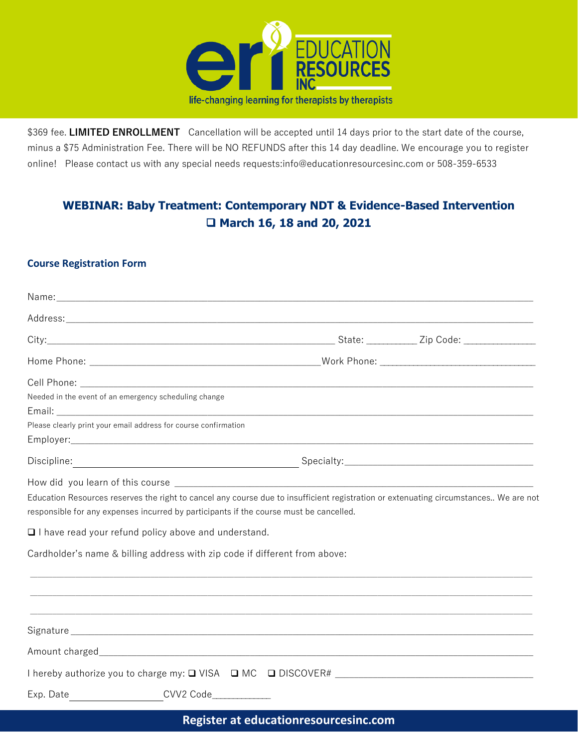EDUCATION RESOURCES INC

life-changing learning for therapists by therapists

$369 fee. **LIMITED ENROLLMENT** Cancellation will be accepted until 14 days prior to the start date of the course, minus a $75 Administration Fee. There will be NO REFUNDS after this 14 day deadline. We encourage you to register online! Please contact us with any special needs requests:info@educationresourcesinc.com or 508-359-6533

## WEBINAR: Baby Treatment: Contemporary NDT & Evidence-Based Intervention

## ❑ March 16, 18 and 20, 2021

### Course Registration Form

Name:___________________________________________________________________________

Address:_________________________________________________________________________

City:_____________________________________________ State: _________ Zip Code: ____________

Home Phone: ___________________________________Work Phone: ___________________________

Cell Phone: ______________________________________________________________________

Needed in the event of an emergency scheduling change

Email: __________________________________________________________________________

Please clearly print your email address for course confirmation

Employer:________________________________________________________________________

Discipline:___________________________________ Specialty:______________________________

How did you learn of this course ____________________________________________________

Education Resources reserves the right to cancel any course due to insufficient registration or extenuating circumstances.. We are not responsible for any expenses incurred by participants if the course must be cancelled.

❑ I have read your refund policy above and understand.

Cardholder's name & billing address with zip code if different from above:

_________________________________________________________________________________

_________________________________________________________________________________

_________________________________________________________________________________

Signature_________________________________________________________________________

Amount charged____________________________________________________________________

I hereby authorize you to charge my: ❑ VISA ❑ MC ❑ DISCOVER# ______________________________

Exp. Date_______________ CVV2 Code__________

**Register at educationresourcesinc.com**